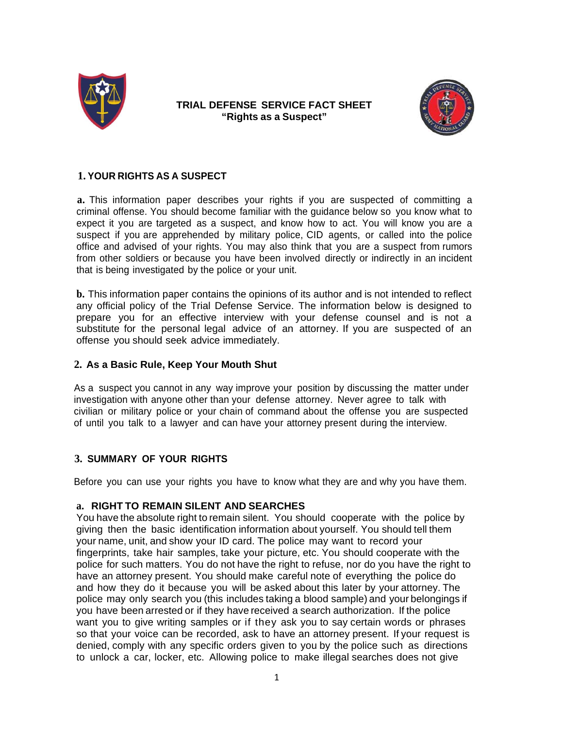**TRIAL DEFENSE SERVICE FACT SHEET**
**"Rights as a Suspect"**

## 1. YOUR RIGHTS AS A SUSPECT

**a.** This information paper describes your rights if you are suspected of committing a criminal offense. You should become familiar with the guidance below so you know what to expect it you are targeted as a suspect, and know how to act. You will know you are a suspect if you are apprehended by military police, CID agents, or called into the police office and advised of your rights. You may also think that you are a suspect from rumors from other soldiers or because you have been involved directly or indirectly in an incident that is being investigated by the police or your unit.

**b.** This information paper contains the opinions of its author and is not intended to reflect any official policy of the Trial Defense Service. The information below is designed to prepare you for an effective interview with your defense counsel and is not a substitute for the personal legal advice of an attorney. If you are suspected of an offense you should seek advice immediately.

## 2. As a Basic Rule, Keep Your Mouth Shut

As a suspect you cannot in any way improve your position by discussing the matter under investigation with anyone other than your defense attorney. Never agree to talk with civilian or military police or your chain of command about the offense you are suspected of until you talk to a lawyer and can have your attorney present during the interview.

## 3. SUMMARY OF YOUR RIGHTS

Before you can use your rights you have to know what they are and why you have them.

### a. RIGHT TO REMAIN SILENT AND SEARCHES

You have the absolute right to remain silent. You should cooperate with the police by giving then the basic identification information about yourself. You should tell them your name, unit, and show your ID card. The police may want to record your fingerprints, take hair samples, take your picture, etc. You should cooperate with the police for such matters. You do not have the right to refuse, nor do you have the right to have an attorney present. You should make careful note of everything the police do and how they do it because you will be asked about this later by your attorney. The police may only search you (this includes taking a blood sample) and your belongings if you have been arrested or if they have received a search authorization. If the police want you to give writing samples or if they ask you to say certain words or phrases so that your voice can be recorded, ask to have an attorney present. If your request is denied, comply with any specific orders given to you by the police such as directions to unlock a car, locker, etc. Allowing police to make illegal searches does not give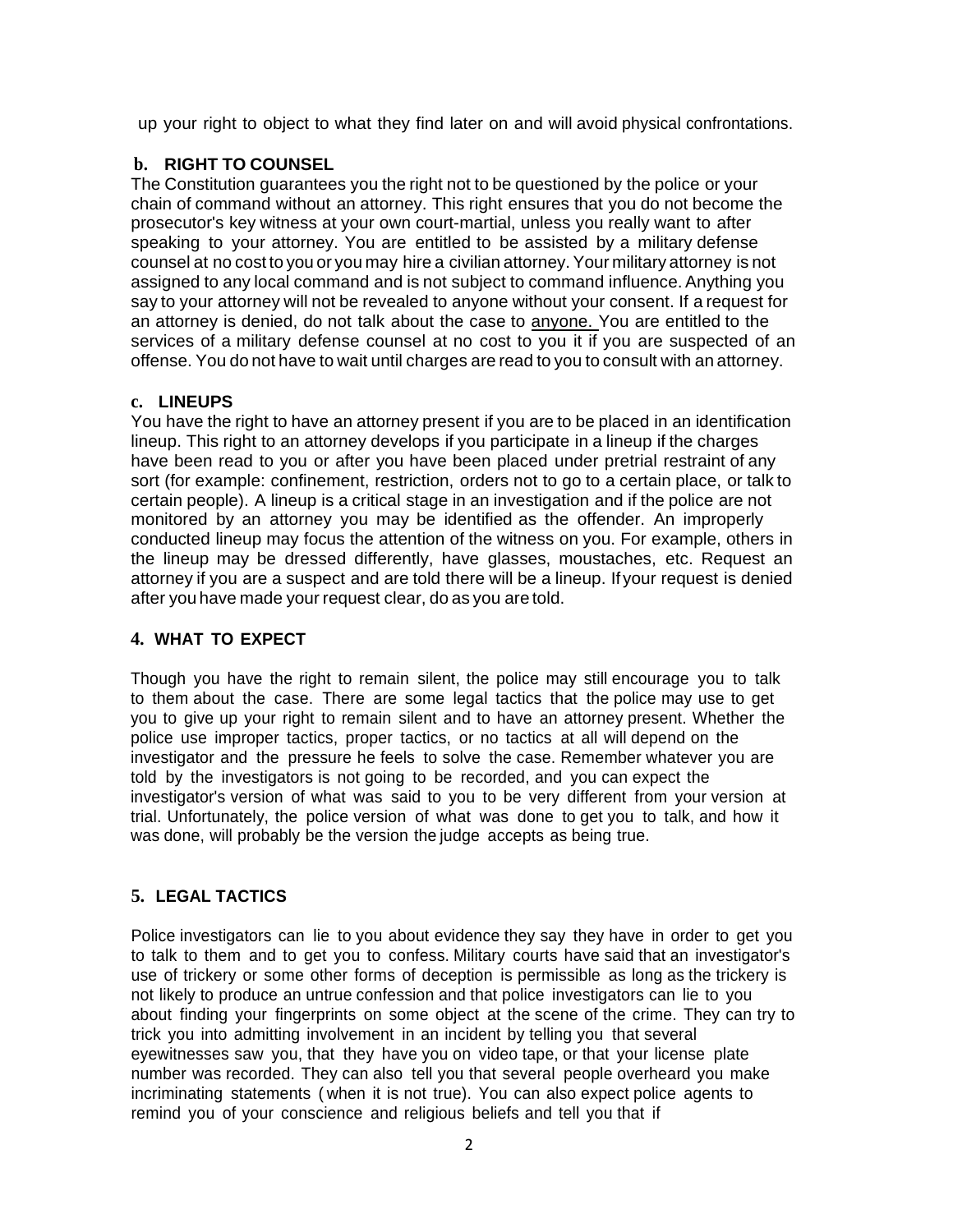up your right to object to what they find later on and will avoid physical confrontations.

### b. RIGHT TO COUNSEL

The Constitution guarantees you the right not to be questioned by the police or your chain of command without an attorney. This right ensures that you do not become the prosecutor's key witness at your own court-martial, unless you really want to after speaking to your attorney. You are entitled to be assisted by a military defense counsel at no cost to you or you may hire a civilian attorney. Your military attorney is not assigned to any local command and is not subject to command influence. Anything you say to your attorney will not be revealed to anyone without your consent. If a request for an attorney is denied, do not talk about the case to anyone. You are entitled to the services of a military defense counsel at no cost to you it if you are suspected of an offense. You do not have to wait until charges are read to you to consult with an attorney.

### c. LINEUPS

You have the right to have an attorney present if you are to be placed in an identification lineup. This right to an attorney develops if you participate in a lineup if the charges have been read to you or after you have been placed under pretrial restraint of any sort (for example: confinement, restriction, orders not to go to a certain place, or talk to certain people). A lineup is a critical stage in an investigation and if the police are not monitored by an attorney you may be identified as the offender. An improperly conducted lineup may focus the attention of the witness on you. For example, others in the lineup may be dressed differently, have glasses, moustaches, etc. Request an attorney if you are a suspect and are told there will be a lineup. If your request is denied after you have made your request clear, do as you are told.

## 4. WHAT TO EXPECT

Though you have the right to remain silent, the police may still encourage you to talk to them about the case. There are some legal tactics that the police may use to get you to give up your right to remain silent and to have an attorney present. Whether the police use improper tactics, proper tactics, or no tactics at all will depend on the investigator and the pressure he feels to solve the case. Remember whatever you are told by the investigators is not going to be recorded, and you can expect the investigator's version of what was said to you to be very different from your version at trial. Unfortunately, the police version of what was done to get you to talk, and how it was done, will probably be the version the judge accepts as being true.

## 5. LEGAL TACTICS

Police investigators can lie to you about evidence they say they have in order to get you to talk to them and to get you to confess. Military courts have said that an investigator's use of trickery or some other forms of deception is permissible as long as the trickery is not likely to produce an untrue confession and that police investigators can lie to you about finding your fingerprints on some object at the scene of the crime. They can try to trick you into admitting involvement in an incident by telling you that several eyewitnesses saw you, that they have you on video tape, or that your license plate number was recorded. They can also tell you that several people overheard you make incriminating statements ( when it is not true). You can also expect police agents to remind you of your conscience and religious beliefs and tell you that if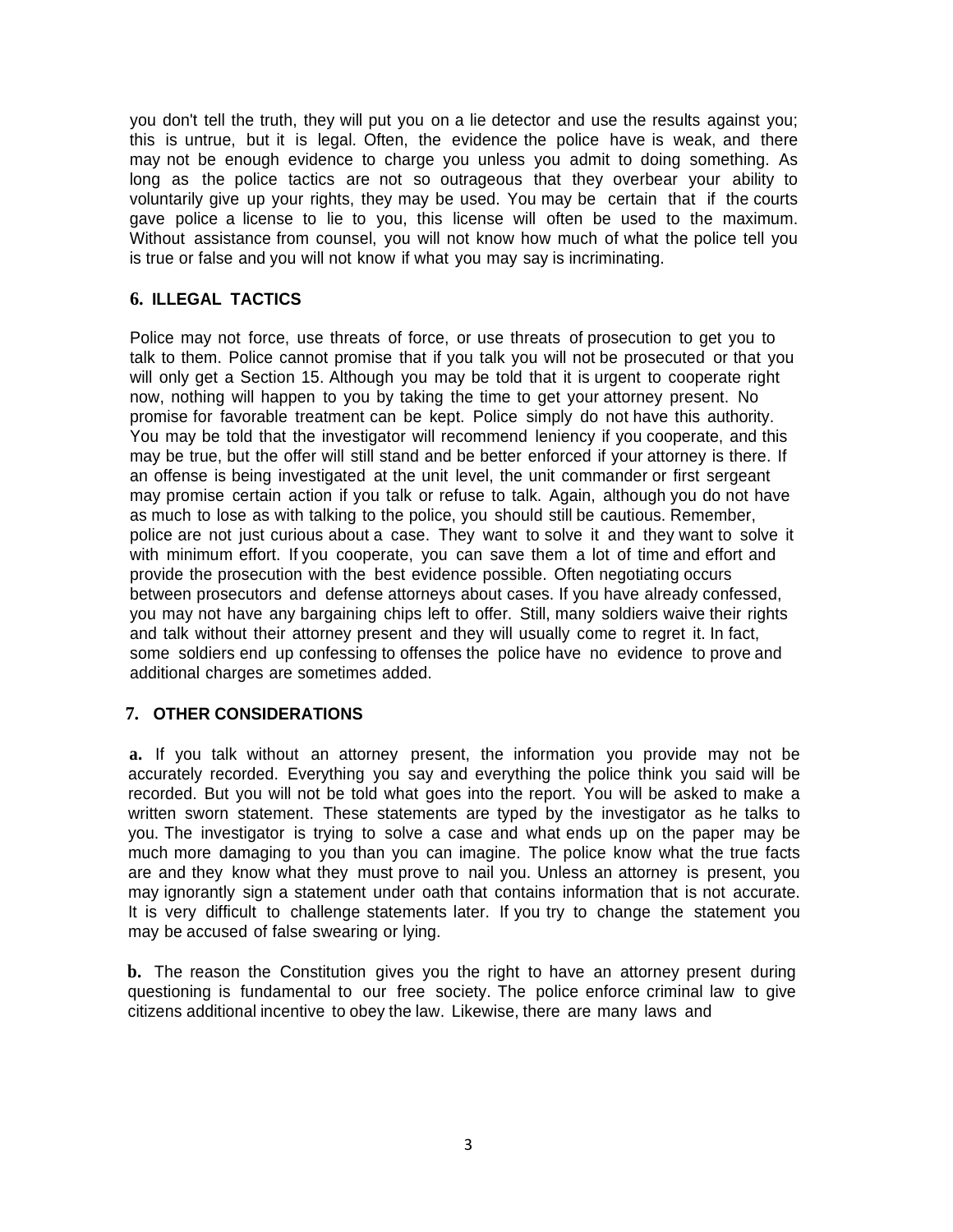you don't tell the truth, they will put you on a lie detector and use the results against you; this is untrue, but it is legal. Often, the evidence the police have is weak, and there may not be enough evidence to charge you unless you admit to doing something. As long as the police tactics are not so outrageous that they overbear your ability to voluntarily give up your rights, they may be used. You may be certain that if the courts gave police a license to lie to you, this license will often be used to the maximum. Without assistance from counsel, you will not know how much of what the police tell you is true or false and you will not know if what you may say is incriminating.

## 6. ILLEGAL TACTICS

Police may not force, use threats of force, or use threats of prosecution to get you to talk to them. Police cannot promise that if you talk you will not be prosecuted or that you will only get a Section 15. Although you may be told that it is urgent to cooperate right now, nothing will happen to you by taking the time to get your attorney present. No promise for favorable treatment can be kept. Police simply do not have this authority. You may be told that the investigator will recommend leniency if you cooperate, and this may be true, but the offer will still stand and be better enforced if your attorney is there. If an offense is being investigated at the unit level, the unit commander or first sergeant may promise certain action if you talk or refuse to talk. Again, although you do not have as much to lose as with talking to the police, you should still be cautious. Remember, police are not just curious about a case. They want to solve it and they want to solve it with minimum effort. If you cooperate, you can save them a lot of time and effort and provide the prosecution with the best evidence possible. Often negotiating occurs between prosecutors and defense attorneys about cases. If you have already confessed, you may not have any bargaining chips left to offer. Still, many soldiers waive their rights and talk without their attorney present and they will usually come to regret it. In fact, some soldiers end up confessing to offenses the police have no evidence to prove and additional charges are sometimes added.

## 7. OTHER CONSIDERATIONS

**a.** If you talk without an attorney present, the information you provide may not be accurately recorded. Everything you say and everything the police think you said will be recorded. But you will not be told what goes into the report. You will be asked to make a written sworn statement. These statements are typed by the investigator as he talks to you. The investigator is trying to solve a case and what ends up on the paper may be much more damaging to you than you can imagine. The police know what the true facts are and they know what they must prove to nail you. Unless an attorney is present, you may ignorantly sign a statement under oath that contains information that is not accurate. It is very difficult to challenge statements later. If you try to change the statement you may be accused of false swearing or lying.

**b.** The reason the Constitution gives you the right to have an attorney present during questioning is fundamental to our free society. The police enforce criminal law to give citizens additional incentive to obey the law. Likewise, there are many laws and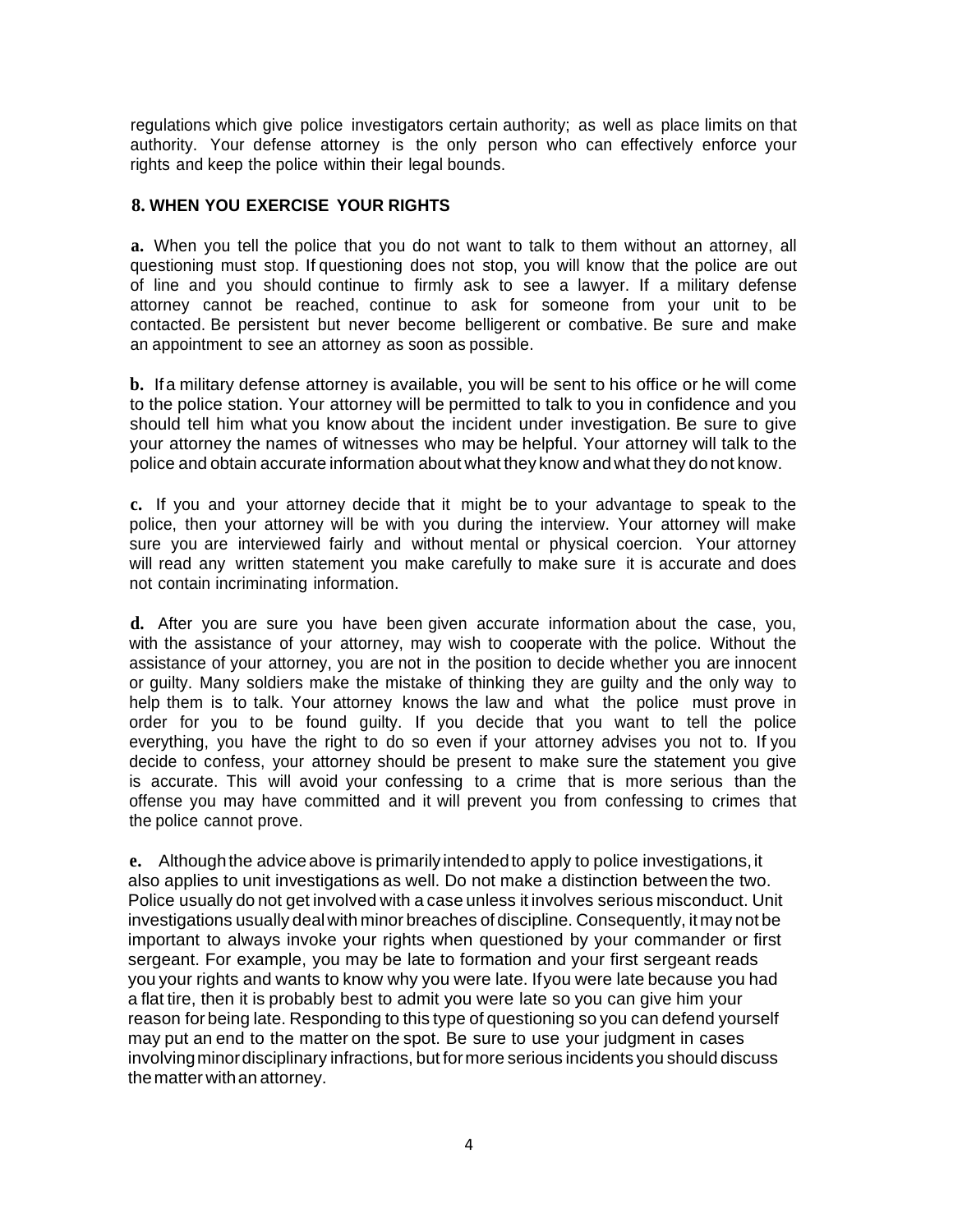regulations which give police investigators certain authority; as well as place limits on that authority. Your defense attorney is the only person who can effectively enforce your rights and keep the police within their legal bounds.

## 8. WHEN YOU EXERCISE YOUR RIGHTS

**a.** When you tell the police that you do not want to talk to them without an attorney, all questioning must stop. If questioning does not stop, you will know that the police are out of line and you should continue to firmly ask to see a lawyer. If a military defense attorney cannot be reached, continue to ask for someone from your unit to be contacted. Be persistent but never become belligerent or combative. Be sure and make an appointment to see an attorney as soon as possible.

**b.** If a military defense attorney is available, you will be sent to his office or he will come to the police station. Your attorney will be permitted to talk to you in confidence and you should tell him what you know about the incident under investigation. Be sure to give your attorney the names of witnesses who may be helpful. Your attorney will talk to the police and obtain accurate information about what they know and what they do not know.

**c.** If you and your attorney decide that it might be to your advantage to speak to the police, then your attorney will be with you during the interview. Your attorney will make sure you are interviewed fairly and without mental or physical coercion. Your attorney will read any written statement you make carefully to make sure it is accurate and does not contain incriminating information.

**d.** After you are sure you have been given accurate information about the case, you, with the assistance of your attorney, may wish to cooperate with the police. Without the assistance of your attorney, you are not in the position to decide whether you are innocent or guilty. Many soldiers make the mistake of thinking they are guilty and the only way to help them is to talk. Your attorney knows the law and what the police must prove in order for you to be found guilty. If you decide that you want to tell the police everything, you have the right to do so even if your attorney advises you not to. If you decide to confess, your attorney should be present to make sure the statement you give is accurate. This will avoid your confessing to a crime that is more serious than the offense you may have committed and it will prevent you from confessing to crimes that the police cannot prove.

**e.** Although the advice above is primarily intended to apply to police investigations, it also applies to unit investigations as well. Do not make a distinction between the two. Police usually do not get involved with a case unless it involves serious misconduct. Unit investigations usually deal with minor breaches of discipline. Consequently, it may not be important to always invoke your rights when questioned by your commander or first sergeant. For example, you may be late to formation and your first sergeant reads you your rights and wants to know why you were late. If you were late because you had a flat tire, then it is probably best to admit you were late so you can give him your reason for being late. Responding to this type of questioning so you can defend yourself may put an end to the matter on the spot. Be sure to use your judgment in cases involving minor disciplinary infractions, but for more serious incidents you should discuss the matter with an attorney.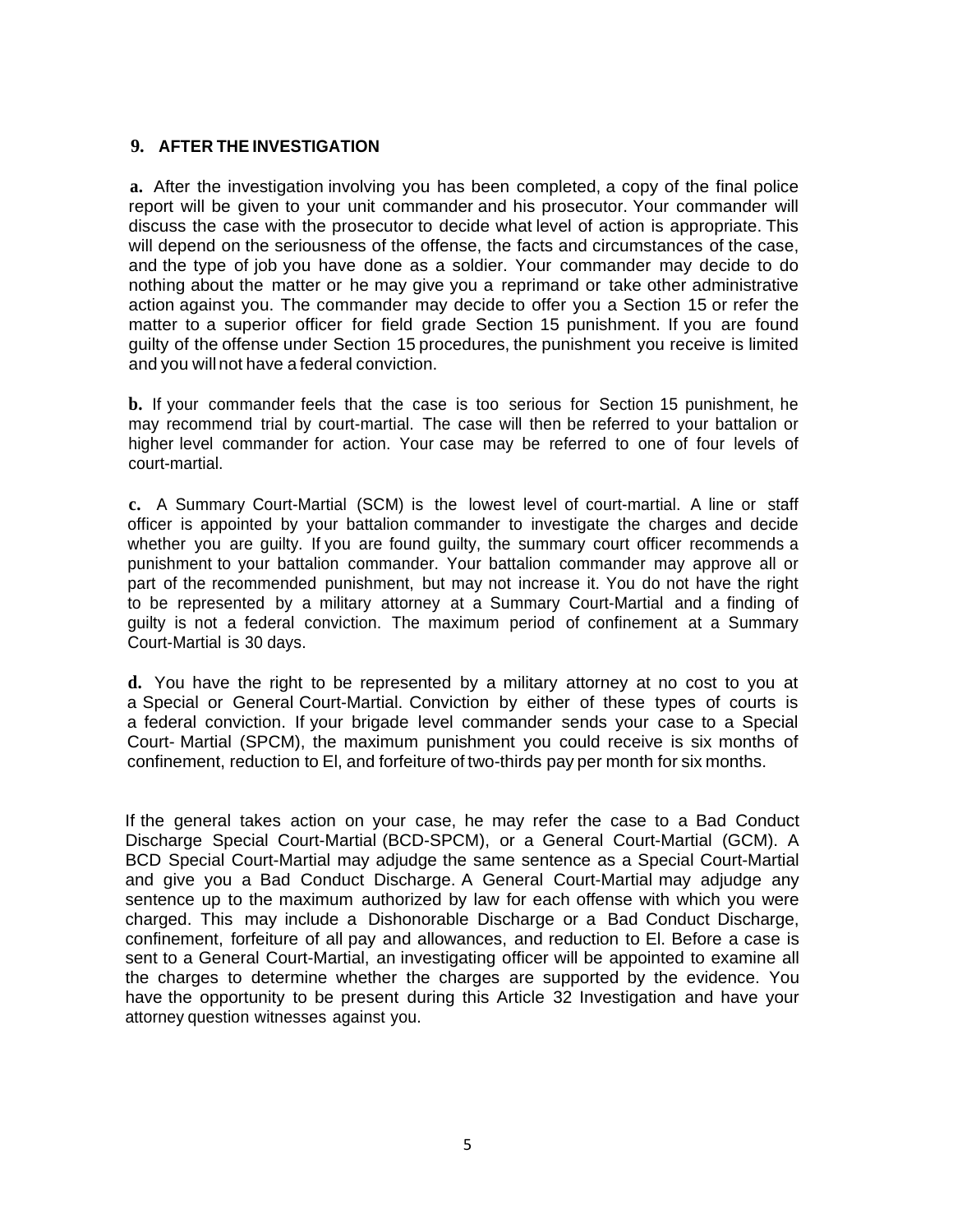## 9. AFTER THE INVESTIGATION

**a.** After the investigation involving you has been completed, a copy of the final police report will be given to your unit commander and his prosecutor. Your commander will discuss the case with the prosecutor to decide what level of action is appropriate. This will depend on the seriousness of the offense, the facts and circumstances of the case, and the type of job you have done as a soldier. Your commander may decide to do nothing about the matter or he may give you a reprimand or take other administrative action against you. The commander may decide to offer you a Section 15 or refer the matter to a superior officer for field grade Section 15 punishment. If you are found guilty of the offense under Section 15 procedures, the punishment you receive is limited and you will not have a federal conviction.

**b.** If your commander feels that the case is too serious for Section 15 punishment, he may recommend trial by court-martial. The case will then be referred to your battalion or higher level commander for action. Your case may be referred to one of four levels of court-martial.

**c.** A Summary Court-Martial (SCM) is the lowest level of court-martial. A line or staff officer is appointed by your battalion commander to investigate the charges and decide whether you are guilty. If you are found guilty, the summary court officer recommends a punishment to your battalion commander. Your battalion commander may approve all or part of the recommended punishment, but may not increase it. You do not have the right to be represented by a military attorney at a Summary Court-Martial and a finding of guilty is not a federal conviction. The maximum period of confinement at a Summary Court-Martial is 30 days.

**d.** You have the right to be represented by a military attorney at no cost to you at a Special or General Court-Martial. Conviction by either of these types of courts is a federal conviction. If your brigade level commander sends your case to a Special Court- Martial (SPCM), the maximum punishment you could receive is six months of confinement, reduction to El, and forfeiture of two-thirds pay per month for six months.

If the general takes action on your case, he may refer the case to a Bad Conduct Discharge Special Court-Martial (BCD-SPCM), or a General Court-Martial (GCM). A BCD Special Court-Martial may adjudge the same sentence as a Special Court-Martial and give you a Bad Conduct Discharge. A General Court-Martial may adjudge any sentence up to the maximum authorized by law for each offense with which you were charged. This may include a Dishonorable Discharge or a Bad Conduct Discharge, confinement, forfeiture of all pay and allowances, and reduction to El. Before a case is sent to a General Court-Martial, an investigating officer will be appointed to examine all the charges to determine whether the charges are supported by the evidence. You have the opportunity to be present during this Article 32 Investigation and have your attorney question witnesses against you.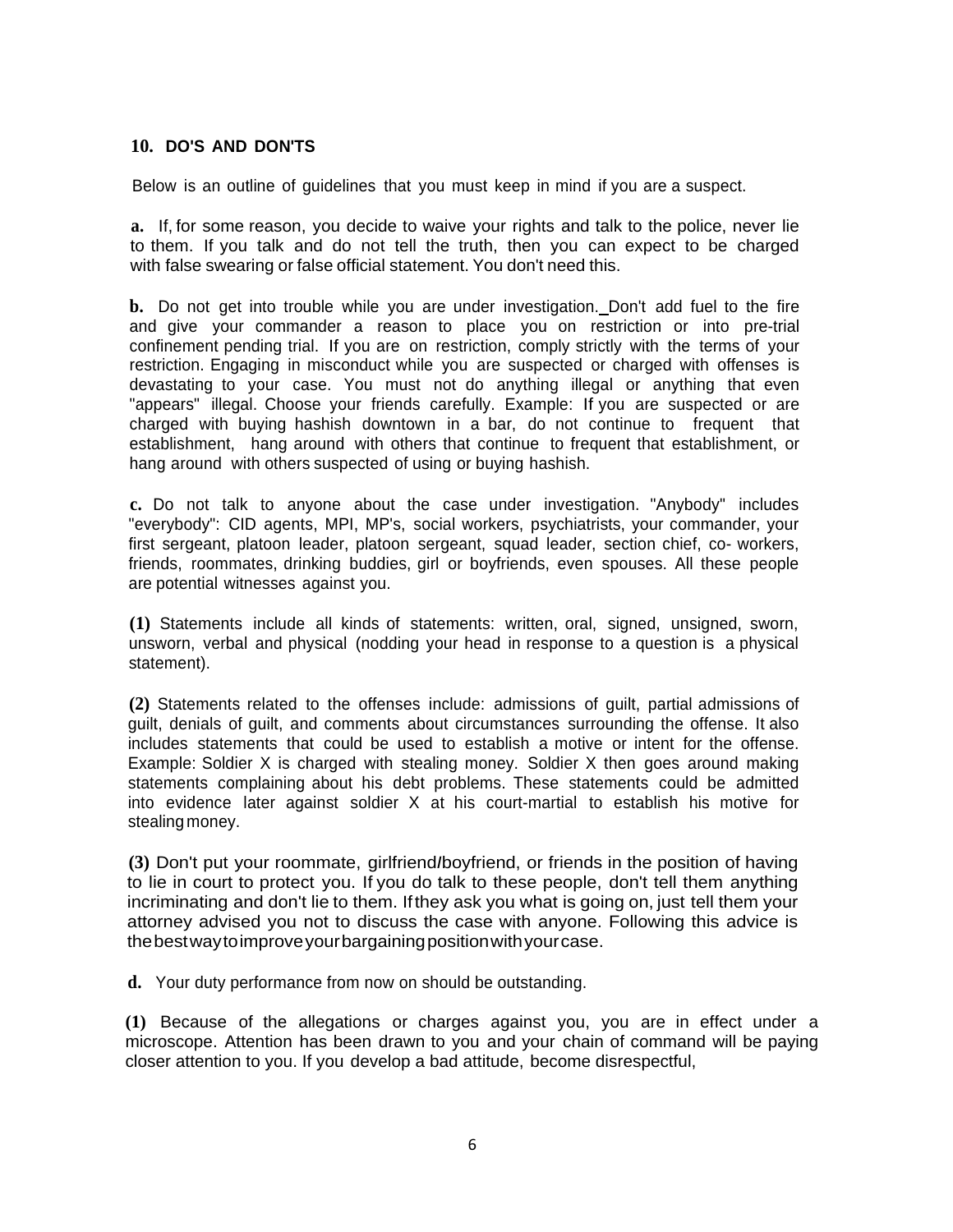## 10. DO'S AND DON'TS

Below is an outline of guidelines that you must keep in mind if you are a suspect.

**a.** If, for some reason, you decide to waive your rights and talk to the police, never lie to them. If you talk and do not tell the truth, then you can expect to be charged with false swearing or false official statement. You don't need this.

**b.** Do not get into trouble while you are under investigation. Don't add fuel to the fire and give your commander a reason to place you on restriction or into pre-trial confinement pending trial. If you are on restriction, comply strictly with the terms of your restriction. Engaging in misconduct while you are suspected or charged with offenses is devastating to your case. You must not do anything illegal or anything that even "appears" illegal. Choose your friends carefully. Example: If you are suspected or are charged with buying hashish downtown in a bar, do not continue to frequent that establishment, hang around with others that continue to frequent that establishment, or hang around with others suspected of using or buying hashish.

**c.** Do not talk to anyone about the case under investigation. "Anybody" includes "everybody": CID agents, MPI, MP's, social workers, psychiatrists, your commander, your first sergeant, platoon leader, platoon sergeant, squad leader, section chief, co- workers, friends, roommates, drinking buddies, girl or boyfriends, even spouses. All these people are potential witnesses against you.

**(1)** Statements include all kinds of statements: written, oral, signed, unsigned, sworn, unsworn, verbal and physical (nodding your head in response to a question is a physical statement).

**(2)** Statements related to the offenses include: admissions of guilt, partial admissions of guilt, denials of guilt, and comments about circumstances surrounding the offense. It also includes statements that could be used to establish a motive or intent for the offense. Example: Soldier X is charged with stealing money. Soldier X then goes around making statements complaining about his debt problems. These statements could be admitted into evidence later against soldier X at his court-martial to establish his motive for stealing money.

**(3)** Don't put your roommate, girlfriend/boyfriend, or friends in the position of having to lie in court to protect you. If you do talk to these people, don't tell them anything incriminating and don't lie to them. If they ask you what is going on, just tell them your attorney advised you not to discuss the case with anyone. Following this advice is the best way to improve your bargaining position with your case.

**d.** Your duty performance from now on should be outstanding.

**(1)** Because of the allegations or charges against you, you are in effect under a microscope. Attention has been drawn to you and your chain of command will be paying closer attention to you. If you develop a bad attitude, become disrespectful,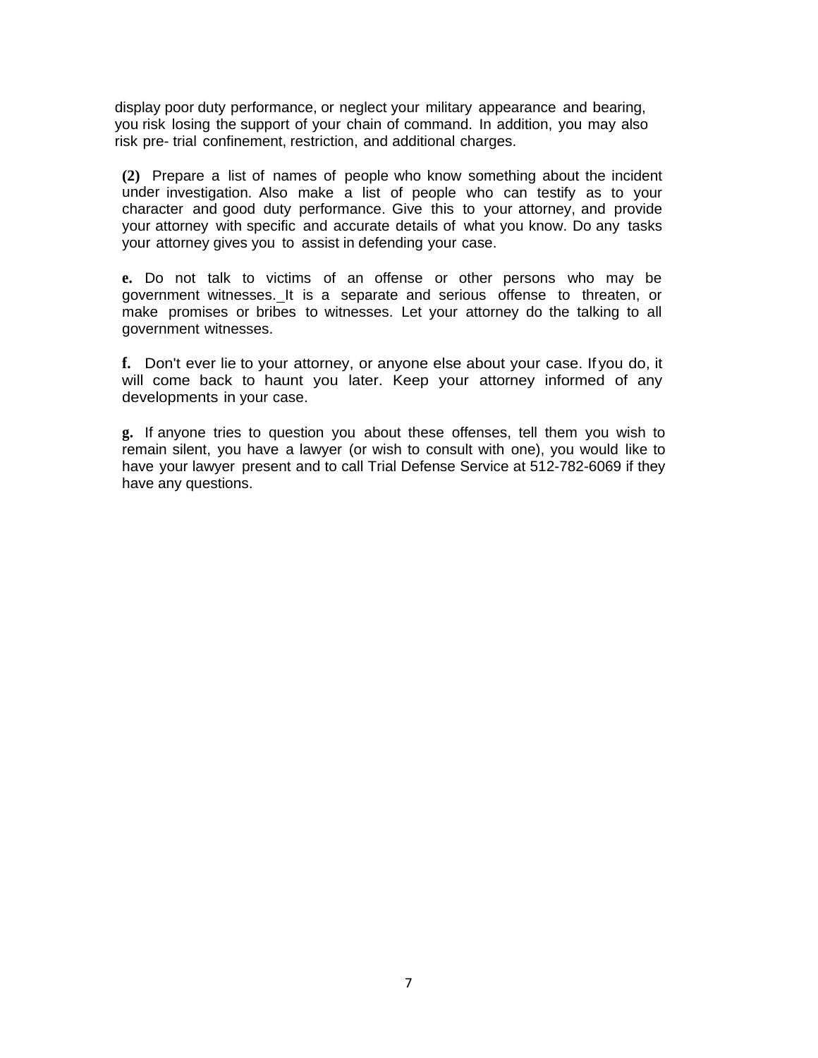display poor duty performance, or neglect your military appearance and bearing, you risk losing the support of your chain of command. In addition, you may also risk pre- trial confinement, restriction, and additional charges.

**(2)** Prepare a list of names of people who know something about the incident under investigation. Also make a list of people who can testify as to your character and good duty performance. Give this to your attorney, and provide your attorney with specific and accurate details of what you know. Do any tasks your attorney gives you to assist in defending your case.

**e.** Do not talk to victims of an offense or other persons who may be government witnesses. It is a separate and serious offense to threaten, or make promises or bribes to witnesses. Let your attorney do the talking to all government witnesses.

**f.** Don't ever lie to your attorney, or anyone else about your case. If you do, it will come back to haunt you later. Keep your attorney informed of any developments in your case.

**g.** If anyone tries to question you about these offenses, tell them you wish to remain silent, you have a lawyer (or wish to consult with one), you would like to have your lawyer present and to call Trial Defense Service at 512-782-6069 if they have any questions.